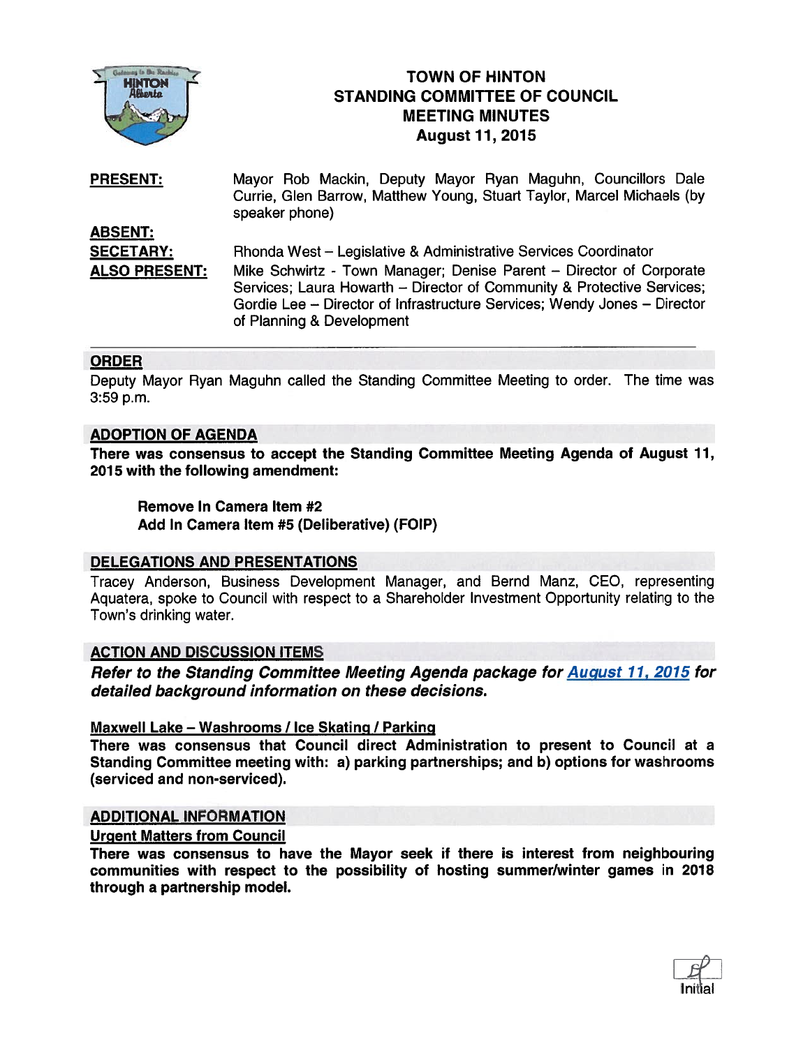# TOWN OF HINTON
## STANDING COMMITTEE OF COUNCIL
## MEETING MINUTES
## August 11, 2015

**PRESENT:** Mayor Rob Mackin, Deputy Mayor Ryan Maguhn, Councillors Dale Currie, Glen Barrow, Matthew Young, Stuart Taylor, Marcel Michaels (by speaker phone)

**ABSENT:**

**SECETARY:** Rhonda West – Legislative & Administrative Services Coordinator

**ALSO PRESENT:** Mike Schwirtz - Town Manager; Denise Parent – Director of Corporate Services; Laura Howarth – Director of Community & Protective Services; Gordie Lee – Director of Infrastructure Services; Wendy Jones – Director of Planning & Development

---

### ORDER

Deputy Mayor Ryan Maguhn called the Standing Committee Meeting to order. The time was 3:59 p.m.

### ADOPTION OF AGENDA

**There was consensus to accept the Standing Committee Meeting Agenda of August 11, 2015 with the following amendment:**

> **Remove In Camera Item #2**
> **Add In Camera Item #5 (Deliberative) (FOIP)**

### DELEGATIONS AND PRESENTATIONS

Tracey Anderson, Business Development Manager, and Bernd Manz, CEO, representing Aquatera, spoke to Council with respect to a Shareholder Investment Opportunity relating to the Town's drinking water.

### ACTION AND DISCUSSION ITEMS

***Refer to the Standing Committee Meeting Agenda package for August 11, 2015 for detailed background information on these decisions.***

#### Maxwell Lake – Washrooms / Ice Skating / Parking

**There was consensus that Council direct Administration to present to Council at a Standing Committee meeting with: a) parking partnerships; and b) options for washrooms (serviced and non-serviced).**

### ADDITIONAL INFORMATION

#### Urgent Matters from Council

**There was consensus to have the Mayor seek if there is interest from neighbouring communities with respect to the possibility of hosting summer/winter games in 2018 through a partnership model.**

Initial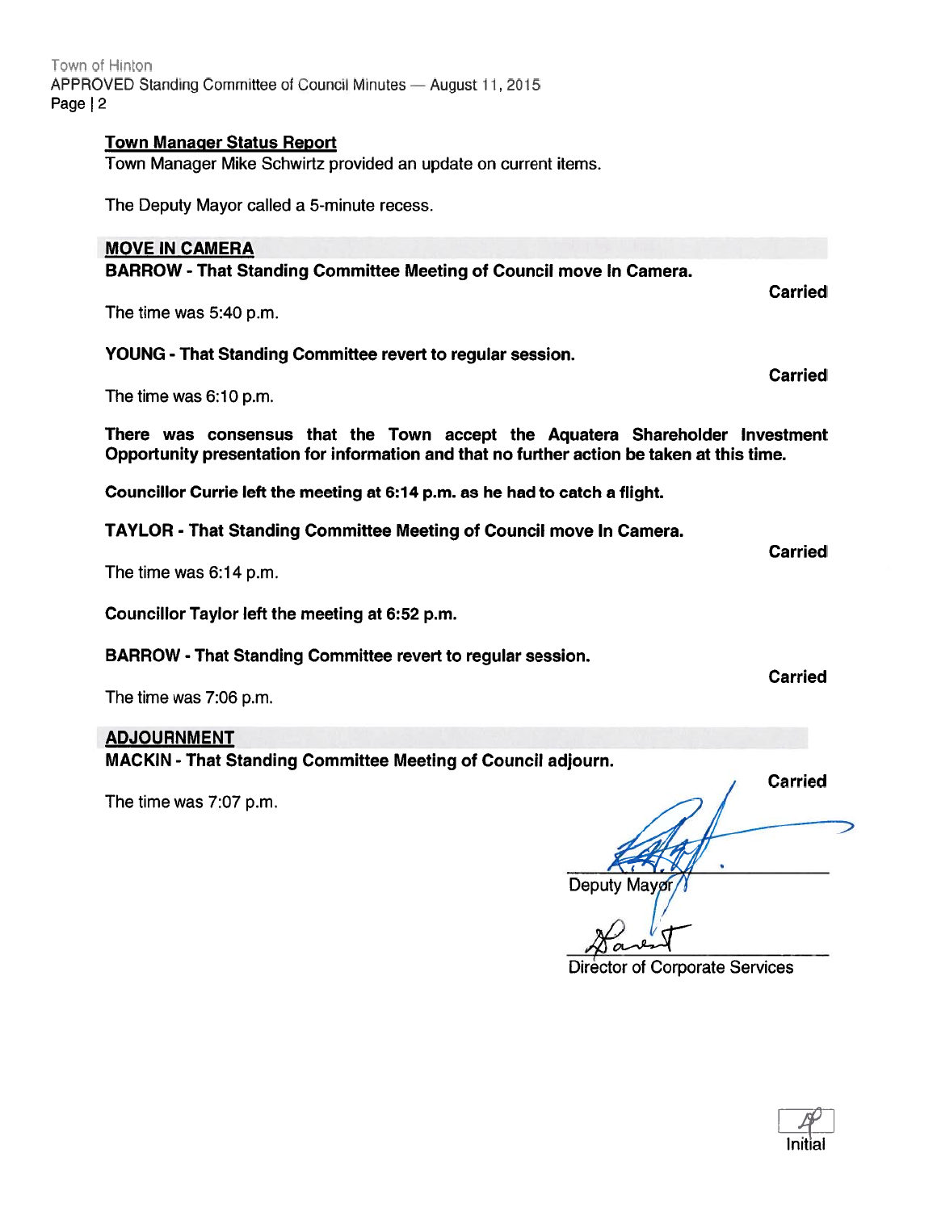**Town Manager Status Report**

Town Manager Mike Schwirtz provided an update on current items.

The Deputy Mayor called a 5-minute recess.

## MOVE IN CAMERA

**BARROW - That Standing Committee Meeting of Council move In Camera.**

**Carried**

The time was 5:40 p.m.

**YOUNG - That Standing Committee revert to regular session.**

**Carried**

The time was 6:10 p.m.

**There was consensus that the Town accept the Aquatera Shareholder Investment Opportunity presentation for information and that no further action be taken at this time.**

**Councillor Currie left the meeting at 6:14 p.m. as he had to catch a flight.**

**TAYLOR - That Standing Committee Meeting of Council move In Camera.**

**Carried**

The time was 6:14 p.m.

**Councillor Taylor left the meeting at 6:52 p.m.**

**BARROW - That Standing Committee revert to regular session.**

**Carried**

The time was 7:06 p.m.

## ADJOURNMENT

**MACKIN - That Standing Committee Meeting of Council adjourn.**

**Carried**

The time was 7:07 p.m.

Deputy Mayor

Director of Corporate Services

Initial